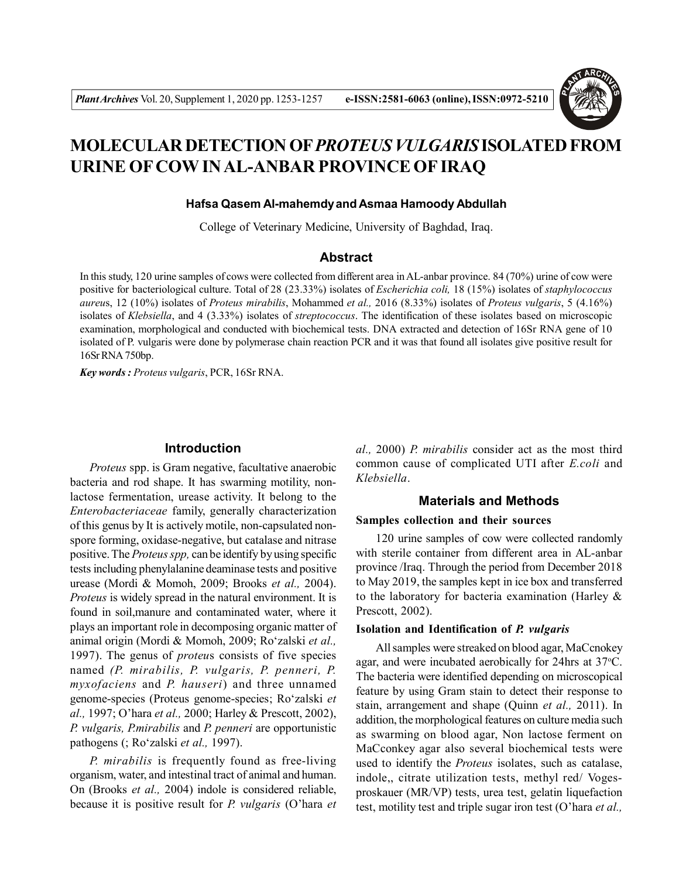# MOLECULAR DETECTION OF *PROTEUS VULGARIS* ISOLATED FROM URINE OF COW IN AL-ANBAR PROVINCE OF IRAQ

**Hafsa Qasem Al-mahemdy and Asmaa Hamoody Abdullah**

College of Veterinary Medicine, University of Baghdad, Iraq.

## Abstract

In this study, 120 urine samples of cows were collected from different area in AL-anbar province. 84 (70%) urine of cow were positive for bacteriological culture. Total of 28 (23.33%) isolates of *Escherichia coli,* 18 (15%) isolates of *staphylococcus aureu*s, 12 (10%) isolates of *Proteus mirabilis*, Mohammed *et al.,* 2016 (8.33%) isolates of *Proteus vulgaris*, 5 (4.16%) isolates of *Klebsiella*, and 4 (3.33%) isolates of *streptococcus*. The identification of these isolates based on microscopic examination, morphological and conducted with biochemical tests. DNA extracted and detection of 16Sr RNA gene of 10 isolated of P. vulgaris were done by polymerase chain reaction PCR and it was that found all isolates give positive result for 16Sr RNA 750bp.

***Key words :*** *Proteus vulgaris*, PCR, 16Sr RNA.

## Introduction

*Proteus* spp. is Gram negative, facultative anaerobic bacteria and rod shape. It has swarming motility, non-lactose fermentation, urease activity. It belong to the *Enterobacteriaceae* family, generally characterization of this genus by It is actively motile, non-capsulated non-spore forming, oxidase-negative, but catalase and nitrase positive. The *Proteus spp,* can be identify by using specific tests including phenylalanine deaminase tests and positive urease (Mordi & Momoh, 2009; Brooks *et al.,* 2004). *Proteus* is widely spread in the natural environment. It is found in soil,manure and contaminated water, where it plays an important role in decomposing organic matter of animal origin (Mordi & Momoh, 2009; Ro'zalski *et al.,* 1997). The genus of *proteu*s consists of five species named *(P. mirabilis, P. vulgaris, P. penneri, P. myxofaciens* and *P. hauseri*) and three unnamed genome-species (Proteus genome-species; Ro'zalski *et al.,* 1997; O'hara *et al.,* 2000; Harley & Prescott, 2002), *P. vulgaris, P.mirabilis* and *P. penneri* are opportunistic pathogens (; Ro'zalski *et al.,* 1997).

*P. mirabilis* is frequently found as free-living organism, water, and intestinal tract of animal and human. On (Brooks *et al.,* 2004) indole is considered reliable, because it is positive result for *P. vulgaris* (O'hara *et al.,* 2000) *P. mirabilis* consider act as the most third common cause of complicated UTI after *E.coli* and *Klebsiella*.

## Materials and Methods

### Samples collection and their sources

120 urine samples of cow were collected randomly with sterile container from different area in AL-anbar province /Iraq. Through the period from December 2018 to May 2019, the samples kept in ice box and transferred to the laboratory for bacteria examination (Harley & Prescott, 2002).

### Isolation and Identification of *P. vulgaris*

All samples were streaked on blood agar, MaCcnokey agar, and were incubated aerobically for 24hrs at 37°C. The bacteria were identified depending on microscopical feature by using Gram stain to detect their response to stain, arrangement and shape (Quinn *et al.,* 2011). In addition, the morphological features on culture media such as swarming on blood agar, Non lactose ferment on MaCconkey agar also several biochemical tests were used to identify the *Proteus* isolates, such as catalase, indole,, citrate utilization tests, methyl red/ Voges-proskauer (MR/VP) tests, urea test, gelatin liquefaction test, motility test and triple sugar iron test (O'hara *et al.,*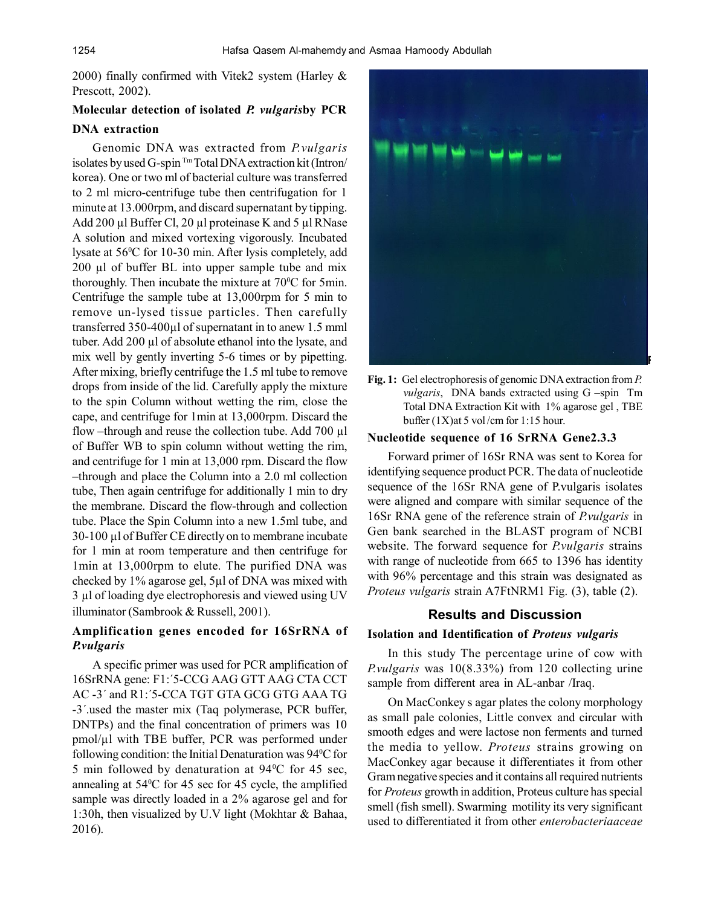2000) finally confirmed with Vitek2 system (Harley & Prescott, 2002).

### Molecular detection of isolated *P. vulgaris*by PCR

#### DNA extraction

Genomic DNA was extracted from *P.vulgaris* isolates by used G-spin $^{Tm}$ Total DNA extraction kit (Intron/ korea). One or two ml of bacterial culture was transferred to 2 ml micro-centrifuge tube then centrifugation for 1 minute at 13.000rpm, and discard supernatant by tipping. Add 200 µl Buffer Cl, 20 µl proteinase K and 5 µl RNase A solution and mixed vortexing vigorously. Incubated lysate at 56$^0$C for 10-30 min. After lysis completely, add 200 µl of buffer BL into upper sample tube and mix thoroughly. Then incubate the mixture at 70$^0$C for 5min. Centrifuge the sample tube at 13,000rpm for 5 min to remove un-lysed tissue particles. Then carefully transferred 350-400µl of supernatant in to anew 1.5 mml tuber. Add 200 µl of absolute ethanol into the lysate, and mix well by gently inverting 5-6 times or by pipetting. After mixing, briefly centrifuge the 1.5 ml tube to remove drops from inside of the lid. Carefully apply the mixture to the spin Column without wetting the rim, close the cape, and centrifuge for 1min at 13,000rpm. Discard the flow –through and reuse the collection tube. Add 700 µl of Buffer WB to spin column without wetting the rim, and centrifuge for 1 min at 13,000 rpm. Discard the flow –through and place the Column into a 2.0 ml collection tube, Then again centrifuge for additionally 1 min to dry the membrane. Discard the flow-through and collection tube. Place the Spin Column into a new 1.5ml tube, and 30-100 µl of Buffer CE directly on to membrane incubate for 1 min at room temperature and then centrifuge for 1min at 13,000rpm to elute. The purified DNA was checked by 1% agarose gel, 5µl of DNA was mixed with 3 µl of loading dye electrophoresis and viewed using UV illuminator (Sambrook & Russell, 2001).

#### Amplification genes encoded for 16SrRNA of *P.vulgaris*

A specific primer was used for PCR amplification of 16SrRNA gene: F1:´5-CCG AAG GTT AAG CTA CCT AC -3´ and R1:´5-CCA TGT GTA GCG GTG AAA TG -3´.used the master mix (Taq polymerase, PCR buffer, DNTPs) and the final concentration of primers was 10 pmol/µl with TBE buffer, PCR was performed under following condition: the Initial Denaturation was 94$^0$C for 5 min followed by denaturation at 94$^0$C for 45 sec, annealing at 54$^0$C for 45 sec for 45 cycle, the amplified sample was directly loaded in a 2% agarose gel and for 1:30h, then visualized by U.V light (Mokhtar & Bahaa, 2016).

**Fig. 1:** Gel electrophoresis of genomic DNA extraction from *P. vulgaris*, DNA bands extracted using G –spin Tm Total DNA Extraction Kit with 1% agarose gel , TBE buffer (1X)at 5 vol /cm for 1:15 hour.

#### Nucleotide sequence of 16 SrRNA Gene2.3.3

Forward primer of 16Sr RNA was sent to Korea for identifying sequence product PCR. The data of nucleotide sequence of the 16Sr RNA gene of P.vulgaris isolates were aligned and compare with similar sequence of the 16Sr RNA gene of the reference strain of *P.vulgaris* in Gen bank searched in the BLAST program of NCBI website. The forward sequence for *P.vulgaris* strains with range of nucleotide from 665 to 1396 has identity with 96% percentage and this strain was designated as *Proteus vulgaris* strain A7FtNRM1 Fig. (3), table (2).

## Results and Discussion

### Isolation and Identification of *Proteus vulgaris*

In this study The percentage urine of cow with *P.vulgaris* was 10(8.33%) from 120 collecting urine sample from different area in AL-anbar /Iraq.

On MacConkey s agar plates the colony morphology as small pale colonies, Little convex and circular with smooth edges and were lactose non ferments and turned the media to yellow. *Proteus* strains growing on MacConkey agar because it differentiates it from other Gram negative species and it contains all required nutrients for *Proteus* growth in addition, Proteus culture has special smell (fish smell). Swarming motility its very significant used to differentiated it from other *enterobacteriaaceae*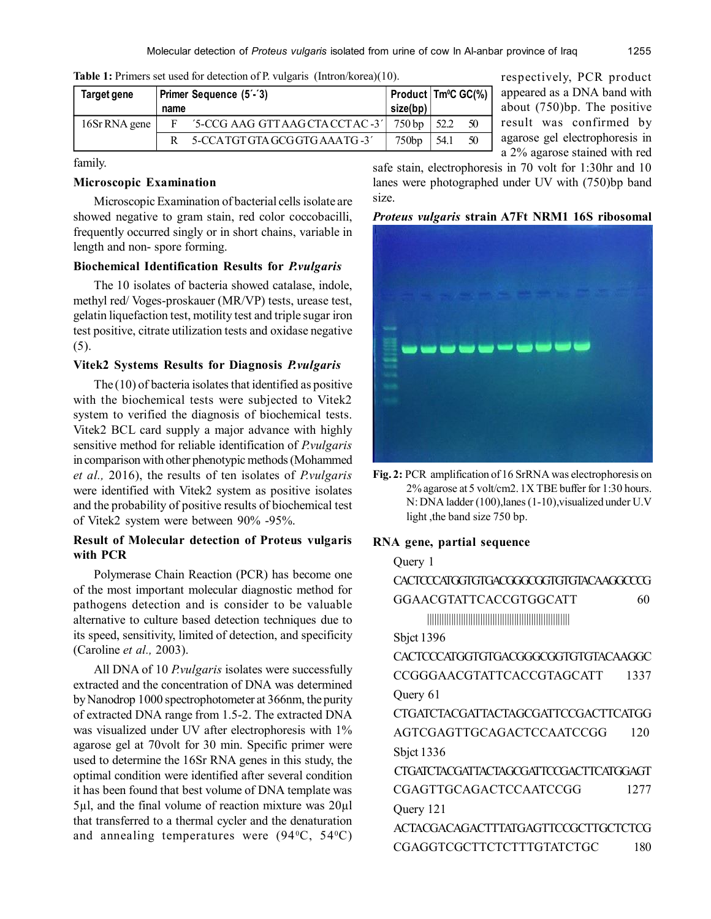**Table 1:** Primers set used for detection of P. vulgaris (Intron/korea)(10).

| Target gene | Primer name | Sequence (5´-´3) | Product size(bp) | Tm$^0$C | GC(%) |
|---|---|---|---|---|---|
| 16Sr RNA gene | F | ´5-CCG AAG GTT AAG CTA CCT AC -3´ | 750 bp | 52.2 | 50 |
| | R | 5-CCA TGT GTA GCG GTG AAA TG -3´ | 750bp | 54.1 | 50 |

family.

### Microscopic Examination

Microscopic Examination of bacterial cells isolate are showed negative to gram stain, red color coccobacilli, frequently occurred singly or in short chains, variable in length and non- spore forming.

### Biochemical Identification Results for *P.vulgaris*

The 10 isolates of bacteria showed catalase, indole, methyl red/ Voges-proskauer (MR/VP) tests, urease test, gelatin liquefaction test, motility test and triple sugar iron test positive, citrate utilization tests and oxidase negative (5).

### Vitek2 Systems Results for Diagnosis *P.vulgaris*

The (10) of bacteria isolates that identified as positive with the biochemical tests were subjected to Vitek2 system to verified the diagnosis of biochemical tests. Vitek2 BCL card supply a major advance with highly sensitive method for reliable identification of *P.vulgaris* in comparison with other phenotypic methods (Mohammed *et al.,* 2016), the results of ten isolates of *P.vulgaris* were identified with Vitek2 system as positive isolates and the probability of positive results of biochemical test of Vitek2 system were between 90% -95%.

### Result of Molecular detection of Proteus vulgaris with PCR

Polymerase Chain Reaction (PCR) has become one of the most important molecular diagnostic method for pathogens detection and is consider to be valuable alternative to culture based detection techniques due to its speed, sensitivity, limited of detection, and specificity (Caroline *et al.,* 2003).

All DNA of 10 *P.vulgaris* isolates were successfully extracted and the concentration of DNA was determined by Nanodrop 1000 spectrophotometer at 366nm, the purity of extracted DNA range from 1.5-2. The extracted DNA was visualized under UV after electrophoresis with 1% agarose gel at 70volt for 30 min. Specific primer were used to determine the 16Sr RNA genes in this study, the optimal condition were identified after several condition it has been found that best volume of DNA template was 5µl, and the final volume of reaction mixture was 20µl that transferred to a thermal cycler and the denaturation and annealing temperatures were (94$^0$C, 54$^0$C) respectively, PCR product appeared as a DNA band with about (750)bp. The positive result was confirmed by agarose gel electrophoresis in a 2% agarose stained with red safe stain, electrophoresis in 70 volt for 1:30hr and 10 lanes were photographed under UV with (750)bp band size.

**Fig. 2:** PCR amplification of 16 SrRNA was electrophoresis on 2% agarose at 5 volt/cm2. 1X TBE buffer for 1:30 hours. N: DNA ladder (100),lanes (1-10),visualized under U.V light ,the band size 750 bp.

### *Proteus vulgaris* strain A7Ft NRM1 16S ribosomal RNA gene, partial sequence

```
Query 1
CACTCCCATGGTGTGACGGGCGGTGTGTACAAGGCCCG
GGAACGTATTCACCGTGGCATT            60
||||||||||||||||||||||||||||||||||||||||||||||||||||||
Sbjct 1396
CACTCCCATGGTGTGACGGGCGGTGTGTACAAGGC
CCGGGAACGTATTCACCGTAGCATT         1337
Query 61
CTGATCTACGATTACTAGCGATTCCGACTTCATGG
AGTCGAGTTGCAGACTCCAATCCGG         120
Sbjct 1336
CTGATCTACGATTACTAGCGATTCCGACTTCATGGAGT
CGAGTTGCAGACTCCAATCCGG            1277
Query 121
ACTACGACAGACTTTATGAGTTCCGCTTGCTCTCG
CGAGGTCGCTTCTCTTTGTATCTGC         180
```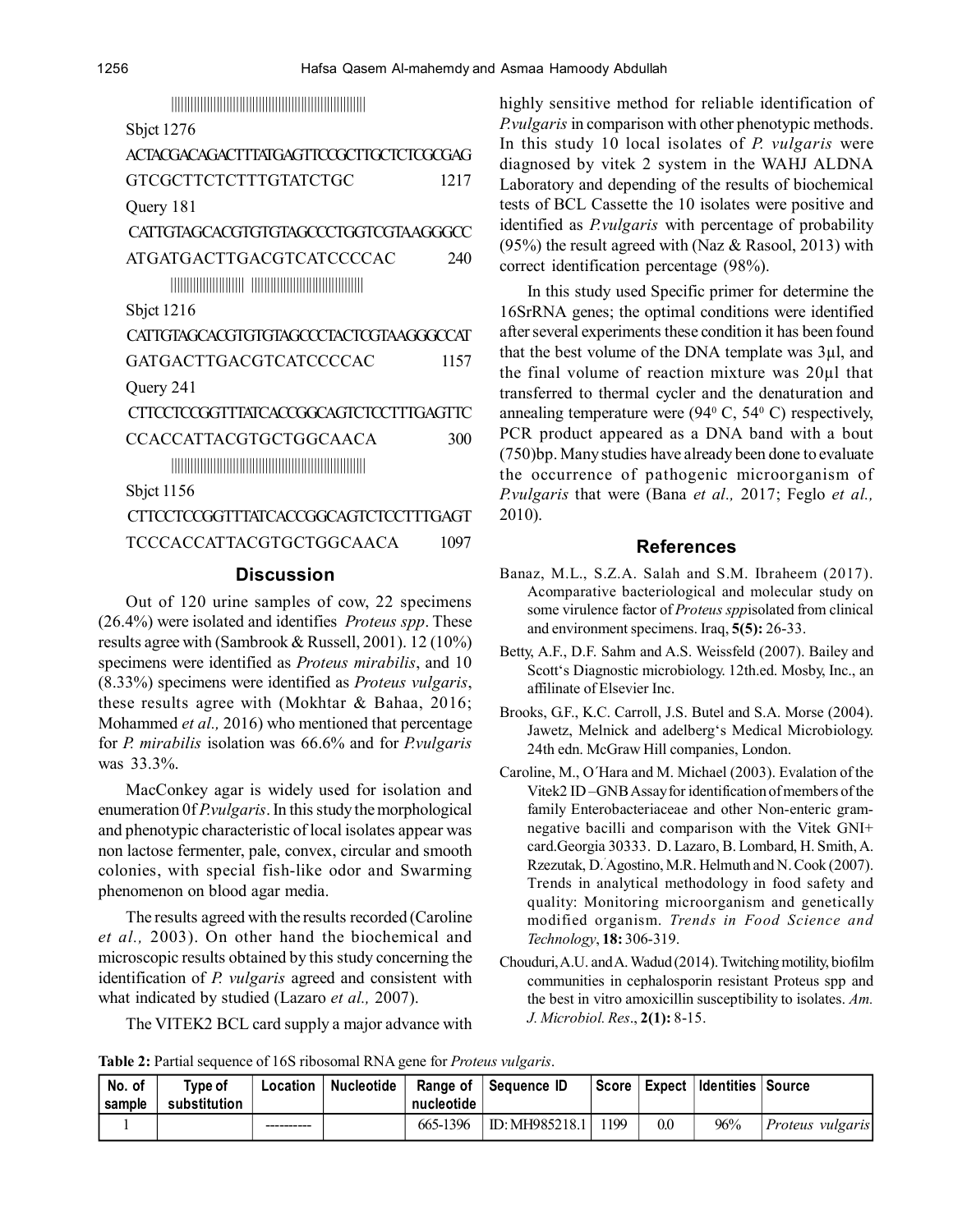```
||||||||||||||||||||||||||||||||||||||||||||||||||||||||||||
Sbjct 1276
ACTACGACAGACTTTATGAGTTCCGCTTGCTCTCGCGAG
GTCGCTTCTCTTTGTATCTGC          1217
Query 181
CATTGTAGCACGTGTGTAGCCCTGGTCGTAAGGGCC
ATGATGACTTGACGTCATCCCCAC       240
||||||||||||||||||||| ||||||||||||||||||||||||||||||||||||
Sbjct 1216
CATTGTAGCACGTGTGTAGCCCTACTCGTAAGGGCCAT
GATGACTTGACGTCATCCCCAC         1157
Query 241
CTTCCTCCGGTTTATCACCGGCAGTCTCCTTTGAGTTC
CCACCATTACGTGCTGGCAACA         300
||||||||||||||||||||||||||||||||||||||||||||||||||||||||||||
Sbjct 1156
CTTCCTCCGGTTTATCACCGGCAGTCTCCTTTGAGT
TCCCACCATTACGTGCTGGCAACA       1097
```

## Discussion

Out of 120 urine samples of cow, 22 specimens (26.4%) were isolated and identifies *Proteus spp*. These results agree with (Sambrook & Russell, 2001). 12 (10%) specimens were identified as *Proteus mirabilis*, and 10 (8.33%) specimens were identified as *Proteus vulgaris*, these results agree with (Mokhtar & Bahaa, 2016; Mohammed *et al.,* 2016) who mentioned that percentage for *P. mirabilis* isolation was 66.6% and for *P.vulgaris* was 33.3%.

MacConkey agar is widely used for isolation and enumeration 0f *P.vulgaris*. In this study the morphological and phenotypic characteristic of local isolates appear was non lactose fermenter, pale, convex, circular and smooth colonies, with special fish-like odor and Swarming phenomenon on blood agar media.

The results agreed with the results recorded (Caroline *et al.,* 2003). On other hand the biochemical and microscopic results obtained by this study concerning the identification of *P. vulgaris* agreed and consistent with what indicated by studied (Lazaro *et al.,* 2007).

The VITEK2 BCL card supply a major advance with highly sensitive method for reliable identification of *P.vulgaris* in comparison with other phenotypic methods. In this study 10 local isolates of *P. vulgaris* were diagnosed by vitek 2 system in the WAHJ ALDNA Laboratory and depending of the results of biochemical tests of BCL Cassette the 10 isolates were positive and identified as *P.vulgaris* with percentage of probability (95%) the result agreed with (Naz & Rasool, 2013) with correct identification percentage (98%).

In this study used Specific primer for determine the 16SrRNA genes; the optimal conditions were identified after several experiments these condition it has been found that the best volume of the DNA template was 3µl, and the final volume of reaction mixture was 20µl that transferred to thermal cycler and the denaturation and annealing temperature were ($94^0$ C, $54^0$ C) respectively, PCR product appeared as a DNA band with a bout (750)bp. Many studies have already been done to evaluate the occurrence of pathogenic microorganism of *P.vulgaris* that were (Bana *et al.,* 2017; Feglo *et al.,* 2010).

## References

Banaz, M.L., S.Z.A. Salah and S.M. Ibraheem (2017). Acomparative bacteriological and molecular study on some virulence factor of *Proteus spp*isolated from clinical and environment specimens. Iraq, **5(5):** 26-33.

Betty, A.F., D.F. Sahm and A.S. Weissfeld (2007). Bailey and Scott's Diagnostic microbiology. 12th.ed. Mosby, Inc., an affilinate of Elsevier Inc.

Brooks, G.F., K.C. Carroll, J.S. Butel and S.A. Morse (2004). Jawetz, Melnick and adelberg's Medical Microbiology. 24th edn. McGraw Hill companies, London.

Caroline, M., O´Hara and M. Michael (2003). Evalation of the Vitek2 ID –GNB Assay for identification of members of the family Enterobacteriaceae and other Non-enteric gram-negative bacilli and comparison with the Vitek GNI+ card.Georgia 30333. D. Lazaro, B. Lombard, H. Smith, A. Rzezutak, D.´Agostino, M.R. Helmuth and N. Cook (2007). Trends in analytical methodology in food safety and quality: Monitoring microorganism and genetically modified organism. *Trends in Food Science and Technology*, **18:** 306-319.

Chouduri, A.U. and A. Wadud (2014). Twitching motility, biofilm communities in cephalosporin resistant Proteus spp and the best in vitro amoxicillin susceptibility to isolates. *Am. J. Microbiol. Res*., **2(1):** 8-15.

**Table 2:** Partial sequence of 16S ribosomal RNA gene for *Proteus vulgaris*.

| No. of sample | Type of substitution | Location | Nucleotide | Range of nucleotide | Sequence ID | Score | Expect | Identities | Source |
|---|---|---|---|---|---|---|---|---|---|
| 1 | | ---------- | | 665-1396 | ID: MH985218.1 | 1199 | 0.0 | 96% | *Proteus vulgaris* |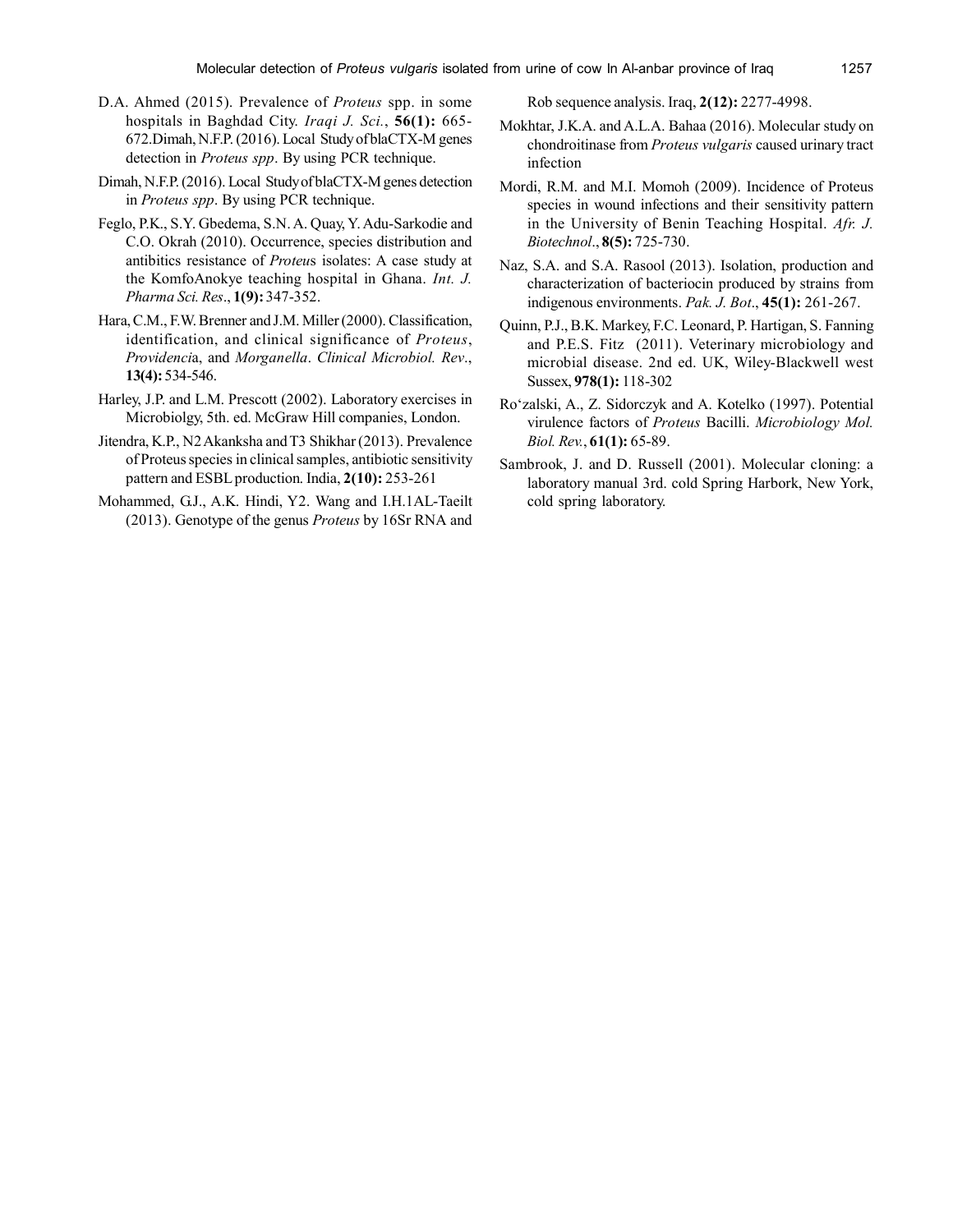D.A. Ahmed (2015). Prevalence of *Proteus* spp. in some hospitals in Baghdad City. *Iraqi J. Sci.*, **56(1):** 665-672.Dimah, N.F.P. (2016). Local Study of blaCTX-M genes detection in *Proteus spp*. By using PCR technique.

Dimah, N.F.P. (2016). Local Study of blaCTX-M genes detection in *Proteus spp*. By using PCR technique.

Feglo, P.K., S.Y. Gbedema, S.N. A. Quay, Y. Adu-Sarkodie and C.O. Okrah (2010). Occurrence, species distribution and antibitics resistance of *Proteu*s isolates: A case study at the KomfoAnokye teaching hospital in Ghana. *Int. J. Pharma Sci. Res*., **1(9):** 347-352.

Hara, C.M., F.W. Brenner and J.M. Miller (2000). Classification, identification, and clinical significance of *Proteus*, *Providenci*a, and *Morganella*. *Clinical Microbiol. Rev*., **13(4):** 534-546.

Harley, J.P. and L.M. Prescott (2002). Laboratory exercises in Microbiolgy, 5th. ed. McGraw Hill companies, London.

Jitendra, K.P., N2 Akanksha and T3 Shikhar (2013). Prevalence of Proteus species in clinical samples, antibiotic sensitivity pattern and ESBL production. India, **2(10):** 253-261

Mohammed, G.J., A.K. Hindi, Y2. Wang and I.H.1AL-Taeilt (2013). Genotype of the genus *Proteus* by 16Sr RNA and Rob sequence analysis. Iraq, **2(12):** 2277-4998.

Mokhtar, J.K.A. and A.L.A. Bahaa (2016). Molecular study on chondroitinase from *Proteus vulgaris* caused urinary tract infection

Mordi, R.M. and M.I. Momoh (2009). Incidence of Proteus species in wound infections and their sensitivity pattern in the University of Benin Teaching Hospital. *Afr. J. Biotechnol*., **8(5):** 725-730.

Naz, S.A. and S.A. Rasool (2013). Isolation, production and characterization of bacteriocin produced by strains from indigenous environments. *Pak. J. Bot*., **45(1):** 261-267.

Quinn, P.J., B.K. Markey, F.C. Leonard, P. Hartigan, S. Fanning and P.E.S. Fitz (2011). Veterinary microbiology and microbial disease. 2nd ed. UK, Wiley-Blackwell west Sussex, **978(1):** 118-302

Ro'zalski, A., Z. Sidorczyk and A. Kotelko (1997). Potential virulence factors of *Proteus* Bacilli. *Microbiology Mol. Biol. Rev.*, **61(1):** 65-89.

Sambrook, J. and D. Russell (2001). Molecular cloning: a laboratory manual 3rd. cold Spring Harbork, New York, cold spring laboratory.